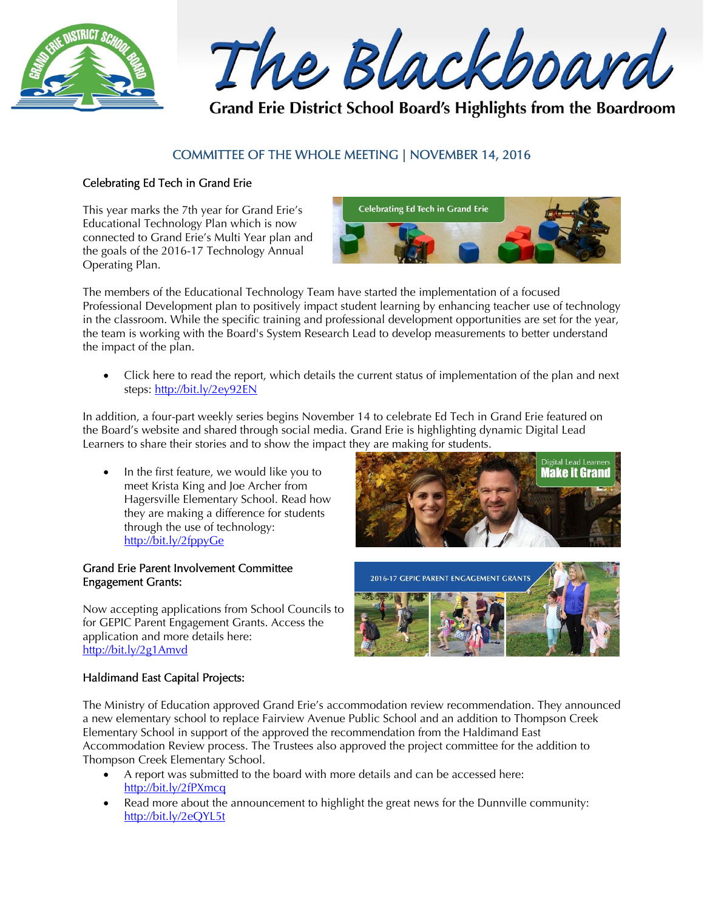# The Blackboard

**Grand Erie District School Board's Highlights from the Boardroom**

## COMMITTEE OF THE WHOLE MEETING | NOVEMBER 14, 2016

### Celebrating Ed Tech in Grand Erie

This year marks the 7th year for Grand Erie's Educational Technology Plan which is now connected to Grand Erie's Multi Year plan and the goals of the 2016-17 Technology Annual Operating Plan.

The members of the Educational Technology Team have started the implementation of a focused Professional Development plan to positively impact student learning by enhancing teacher use of technology in the classroom. While the specific training and professional development opportunities are set for the year, the team is working with the Board's System Research Lead to develop measurements to better understand the impact of the plan.

- Click here to read the report, which details the current status of implementation of the plan and next steps: http://bit.ly/2ey92EN

In addition, a four-part weekly series begins November 14 to celebrate Ed Tech in Grand Erie featured on the Board's website and shared through social media. Grand Erie is highlighting dynamic Digital Lead Learners to share their stories and to show the impact they are making for students.

- In the first feature, we would like you to meet Krista King and Joe Archer from Hagersville Elementary School. Read how they are making a difference for students through the use of technology: http://bit.ly/2fppyGe

### Grand Erie Parent Involvement Committee Engagement Grants:

Now accepting applications from School Councils to for GEPIC Parent Engagement Grants. Access the application and more details here: http://bit.ly/2g1Amvd

### Haldimand East Capital Projects:

The Ministry of Education approved Grand Erie's accommodation review recommendation. They announced a new elementary school to replace Fairview Avenue Public School and an addition to Thompson Creek Elementary School in support of the approved the recommendation from the Haldimand East Accommodation Review process. The Trustees also approved the project committee for the addition to Thompson Creek Elementary School.

- A report was submitted to the board with more details and can be accessed here: http://bit.ly/2fPXmcq
- Read more about the announcement to highlight the great news for the Dunnville community: http://bit.ly/2eQYL5t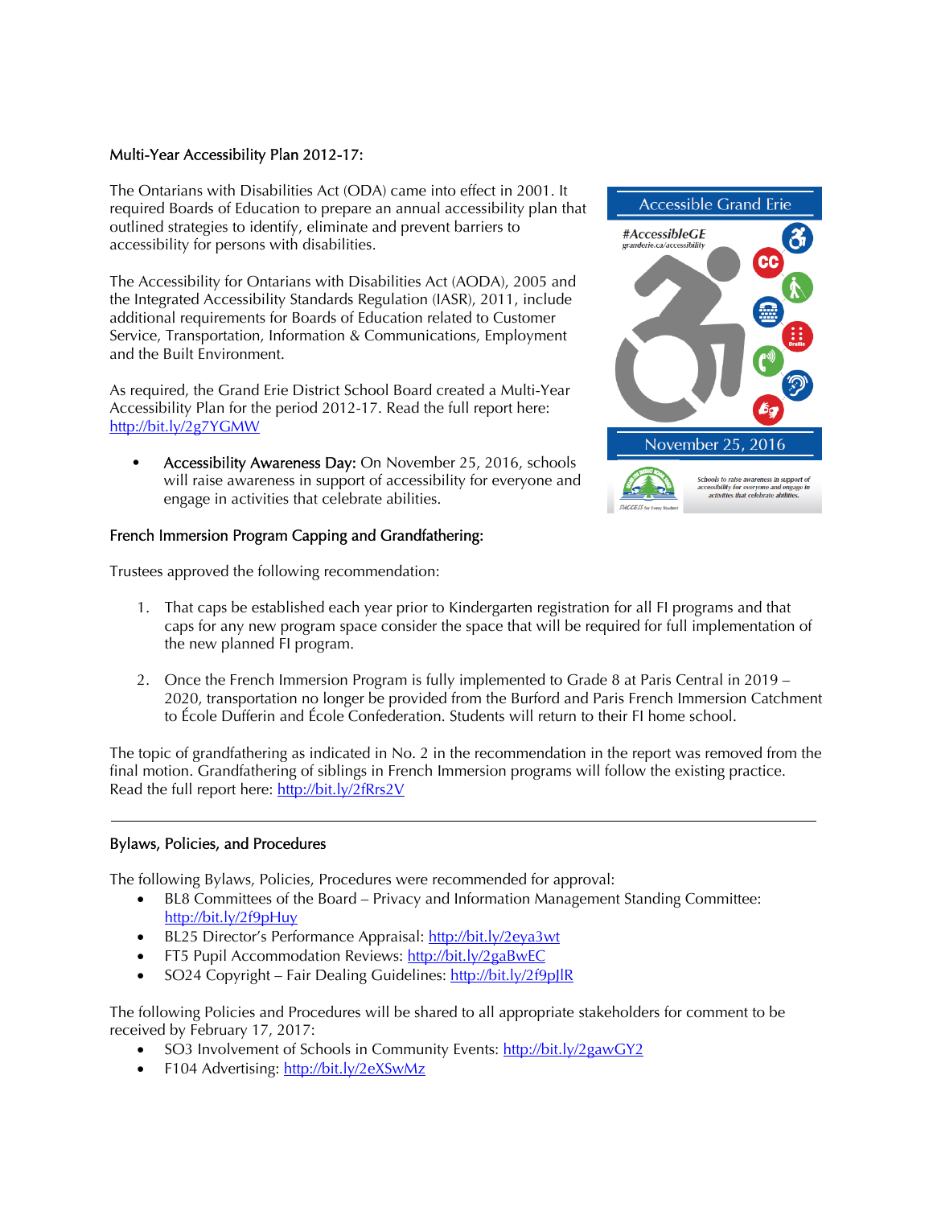### Multi-Year Accessibility Plan 2012-17:

The Ontarians with Disabilities Act (ODA) came into effect in 2001. It required Boards of Education to prepare an annual accessibility plan that outlined strategies to identify, eliminate and prevent barriers to accessibility for persons with disabilities.

The Accessibility for Ontarians with Disabilities Act (AODA), 2005 and the Integrated Accessibility Standards Regulation (IASR), 2011, include additional requirements for Boards of Education related to Customer Service, Transportation, Information & Communications, Employment and the Built Environment.

As required, the Grand Erie District School Board created a Multi-Year Accessibility Plan for the period 2012-17. Read the full report here: http://bit.ly/2g7YGMW

- Accessibility Awareness Day: On November 25, 2016, schools will raise awareness in support of accessibility for everyone and engage in activities that celebrate abilities.

Accessible Grand Erie

#AccessibleGE
granderie.ca/accessibility

November 25, 2016

Schools to raise awareness in support of accessibility for everyone and engage in activities that celebrate abilities.

### French Immersion Program Capping and Grandfathering:

Trustees approved the following recommendation:

1. That caps be established each year prior to Kindergarten registration for all FI programs and that caps for any new program space consider the space that will be required for full implementation of the new planned FI program.

2. Once the French Immersion Program is fully implemented to Grade 8 at Paris Central in 2019 – 2020, transportation no longer be provided from the Burford and Paris French Immersion Catchment to École Dufferin and École Confederation. Students will return to their FI home school.

The topic of grandfathering as indicated in No. 2 in the recommendation in the report was removed from the final motion. Grandfathering of siblings in French Immersion programs will follow the existing practice. Read the full report here: http://bit.ly/2fRrs2V

---

### Bylaws, Policies, and Procedures

The following Bylaws, Policies, Procedures were recommended for approval:

- BL8 Committees of the Board – Privacy and Information Management Standing Committee: http://bit.ly/2f9pHuy
- BL25 Director's Performance Appraisal: http://bit.ly/2eya3wt
- FT5 Pupil Accommodation Reviews: http://bit.ly/2gaBwEC
- SO24 Copyright – Fair Dealing Guidelines: http://bit.ly/2f9pJlR

The following Policies and Procedures will be shared to all appropriate stakeholders for comment to be received by February 17, 2017:

- SO3 Involvement of Schools in Community Events: http://bit.ly/2gawGY2
- F104 Advertising: http://bit.ly/2eXSwMz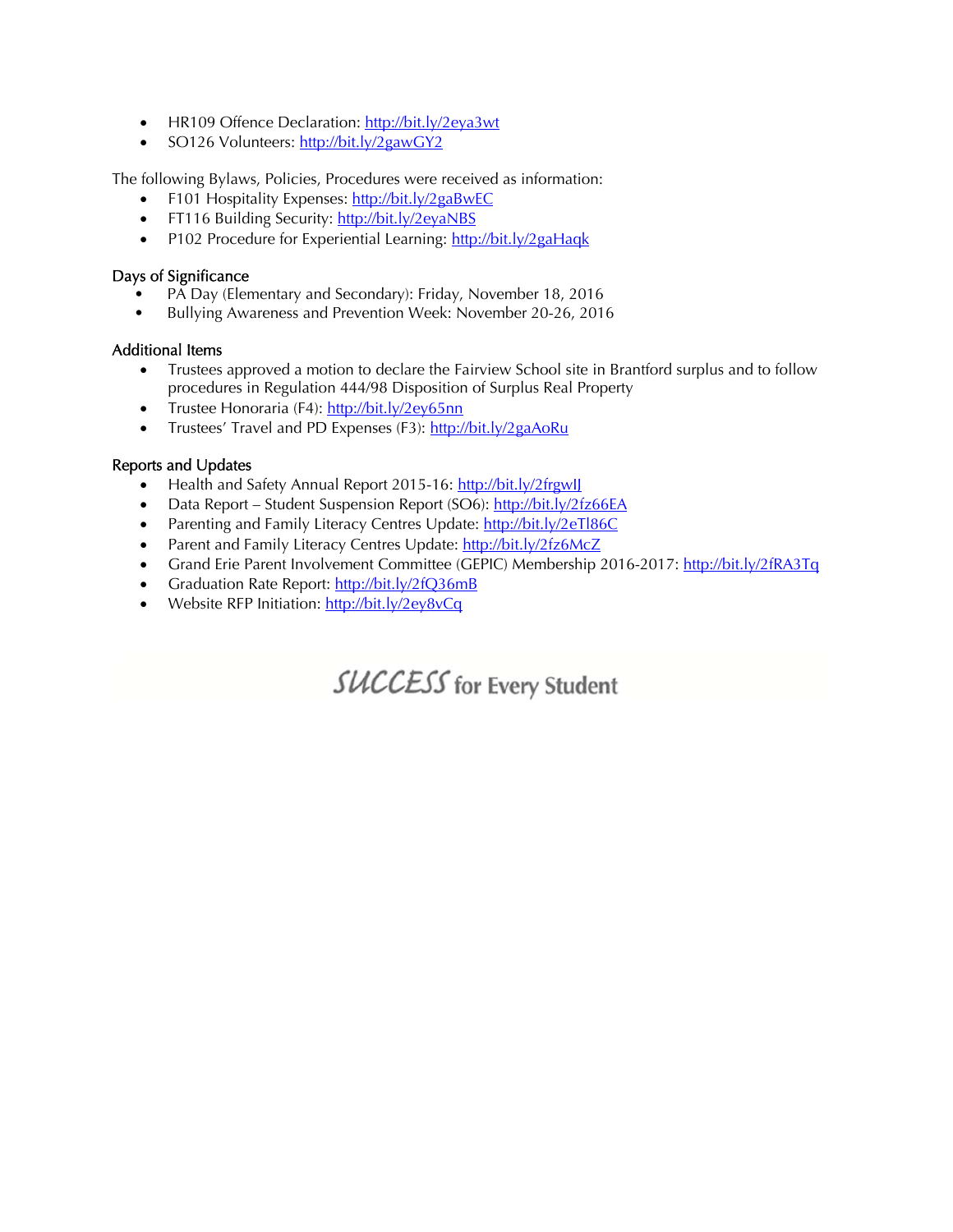- HR109 Offence Declaration: http://bit.ly/2eya3wt
- SO126 Volunteers: http://bit.ly/2gawGY2

The following Bylaws, Policies, Procedures were received as information:

- F101 Hospitality Expenses: http://bit.ly/2gaBwEC
- FT116 Building Security: http://bit.ly/2eyaNBS
- P102 Procedure for Experiential Learning: http://bit.ly/2gaHaqk

## Days of Significance

- PA Day (Elementary and Secondary): Friday, November 18, 2016
- Bullying Awareness and Prevention Week: November 20-26, 2016

## Additional Items

- Trustees approved a motion to declare the Fairview School site in Brantford surplus and to follow procedures in Regulation 444/98 Disposition of Surplus Real Property
- Trustee Honoraria (F4): http://bit.ly/2ey65nn
- Trustees' Travel and PD Expenses (F3): http://bit.ly/2gaAoRu

## Reports and Updates

- Health and Safety Annual Report 2015-16: http://bit.ly/2frgwIJ
- Data Report – Student Suspension Report (SO6): http://bit.ly/2fz66EA
- Parenting and Family Literacy Centres Update: http://bit.ly/2eTl86C
- Parent and Family Literacy Centres Update: http://bit.ly/2fz6McZ
- Grand Erie Parent Involvement Committee (GEPIC) Membership 2016-2017: http://bit.ly/2fRA3Tq
- Graduation Rate Report: http://bit.ly/2fQ36mB
- Website RFP Initiation: http://bit.ly/2ey8vCq

*SUCCESS* for Every Student